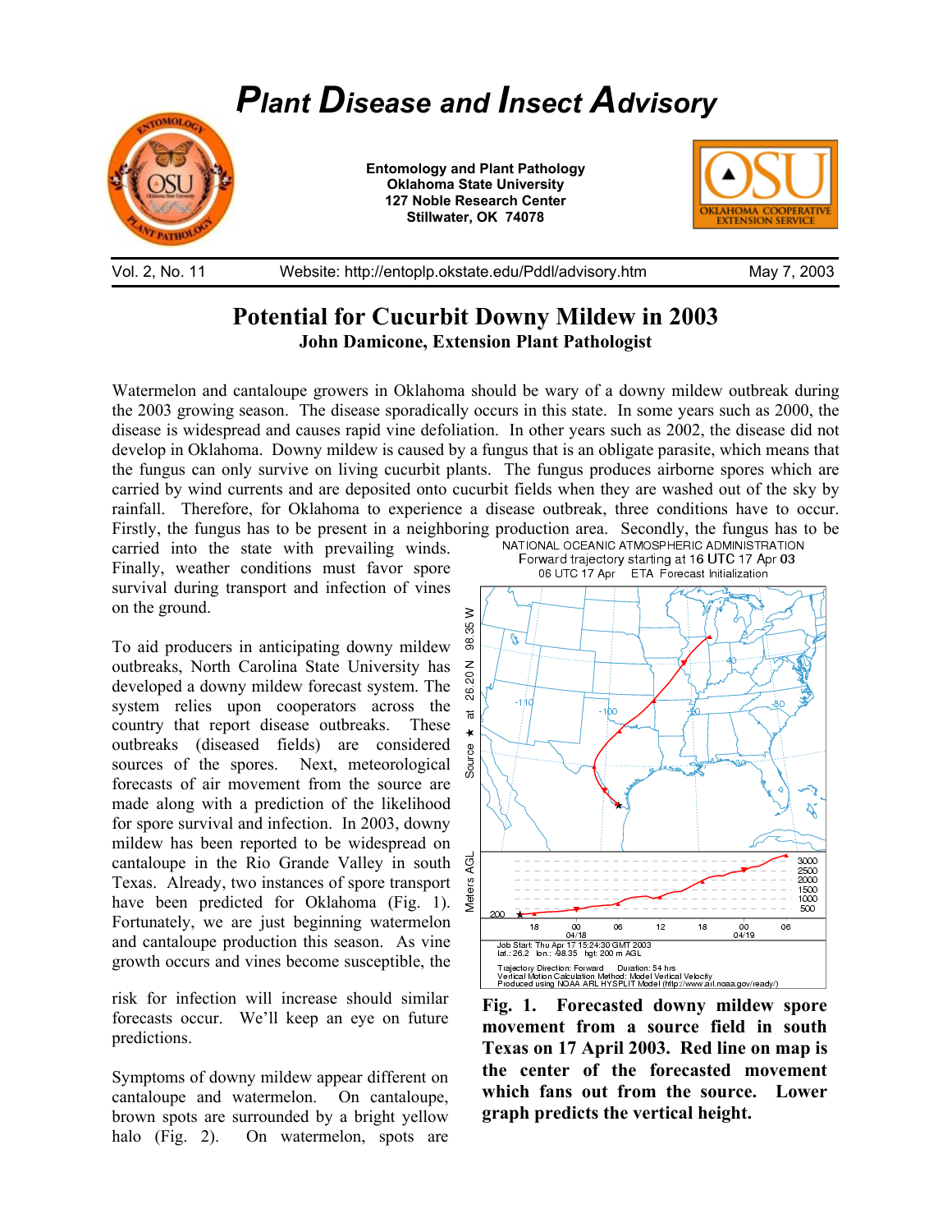# *Plant Disease and Insect Advisory*

**Entomology and Plant Pathology**
**Oklahoma State University**
**127 Noble Research Center**
**Stillwater, OK 74078**

Vol. 2, No. 11 | Website: http://entoplp.okstate.edu/Pddl/advisory.htm | May 7, 2003

## Potential for Cucurbit Downy Mildew in 2003

**John Damicone, Extension Plant Pathologist**

Watermelon and cantaloupe growers in Oklahoma should be wary of a downy mildew outbreak during the 2003 growing season. The disease sporadically occurs in this state. In some years such as 2000, the disease is widespread and causes rapid vine defoliation. In other years such as 2002, the disease did not develop in Oklahoma. Downy mildew is caused by a fungus that is an obligate parasite, which means that the fungus can only survive on living cucurbit plants. The fungus produces airborne spores which are carried by wind currents and are deposited onto cucurbit fields when they are washed out of the sky by rainfall. Therefore, for Oklahoma to experience a disease outbreak, three conditions have to occur. Firstly, the fungus has to be present in a neighboring production area. Secondly, the fungus has to be carried into the state with prevailing winds. Finally, weather conditions must favor spore survival during transport and infection of vines on the ground.

To aid producers in anticipating downy mildew outbreaks, North Carolina State University has developed a downy mildew forecast system. The system relies upon cooperators across the country that report disease outbreaks. These outbreaks (diseased fields) are considered sources of the spores. Next, meteorological forecasts of air movement from the source are made along with a prediction of the likelihood for spore survival and infection. In 2003, downy mildew has been reported to be widespread on cantaloupe in the Rio Grande Valley in south Texas. Already, two instances of spore transport have been predicted for Oklahoma (Fig. 1). Fortunately, we are just beginning watermelon and cantaloupe production this season. As vine growth occurs and vines become susceptible, the risk for infection will increase should similar forecasts occur. We'll keep an eye on future predictions.

NATIONAL OCEANIC ATMOSPHERIC ADMINISTRATION
Forward trajectory starting at 16 UTC 17 Apr 03
06 UTC 17 Apr ETA Forecast Initialization

Job Start: Thu Apr 17 15:24:30 GMT 2003
lat.: 26.2 lon.: -98.35 hgt: 200 m AGL
Trajectory Direction: Forward Duration: 54 hrs
Vertical Motion Calculation Method: Model Vertical Velocity
Produced using NOAA ARL HYSPLIT Model (http://www.arl.noaa.gov/ready/)

**Fig. 1. Forecasted downy mildew spore movement from a source field in south Texas on 17 April 2003. Red line on map is the center of the forecasted movement which fans out from the source. Lower graph predicts the vertical height.**

Symptoms of downy mildew appear different on cantaloupe and watermelon. On cantaloupe, brown spots are surrounded by a bright yellow halo (Fig. 2). On watermelon, spots are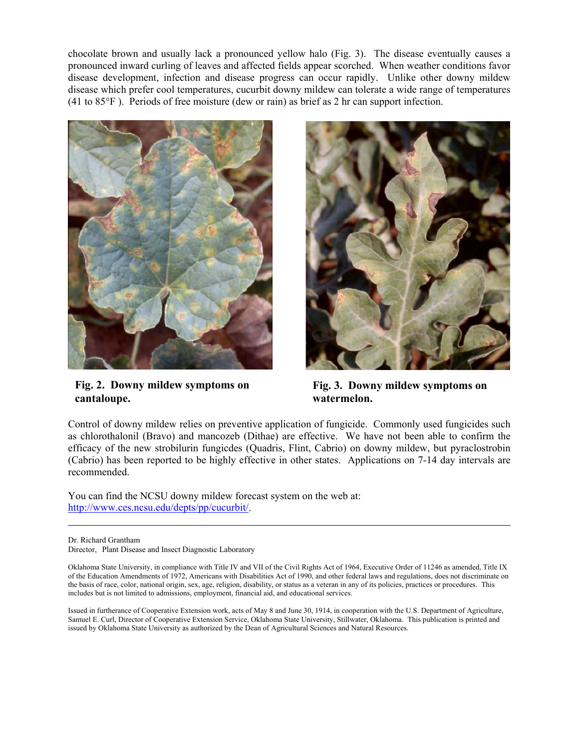chocolate brown and usually lack a pronounced yellow halo (Fig. 3). The disease eventually causes a pronounced inward curling of leaves and affected fields appear scorched. When weather conditions favor disease development, infection and disease progress can occur rapidly. Unlike other downy mildew disease which prefer cool temperatures, cucurbit downy mildew can tolerate a wide range of temperatures (41 to 85°F ). Periods of free moisture (dew or rain) as brief as 2 hr can support infection.

**Fig. 2. Downy mildew symptoms on cantaloupe.**

**Fig. 3. Downy mildew symptoms on watermelon.**

Control of downy mildew relies on preventive application of fungicide. Commonly used fungicides such as chlorothalonil (Bravo) and mancozeb (Dithae) are effective. We have not been able to confirm the efficacy of the new strobilurin fungicdes (Quadris, Flint, Cabrio) on downy mildew, but pyraclostrobin (Cabrio) has been reported to be highly effective in other states. Applications on 7-14 day intervals are recommended.

You can find the NCSU downy mildew forecast system on the web at:
[http://www.ces.ncsu.edu/depts/pp/cucurbit/](http://www.ces.ncsu.edu/depts/pp/cucurbit/).

---

Dr. Richard Grantham
Director, Plant Disease and Insect Diagnostic Laboratory

Oklahoma State University, in compliance with Title IV and VII of the Civil Rights Act of 1964, Executive Order of 11246 as amended, Title IX of the Education Amendments of 1972, Americans with Disabilities Act of 1990, and other federal laws and regulations, does not discriminate on the basis of race, color, national origin, sex, age, religion, disability, or status as a veteran in any of its policies, practices or procedures. This includes but is not limited to admissions, employment, financial aid, and educational services.

Issued in furtherance of Cooperative Extension work, acts of May 8 and June 30, 1914, in cooperation with the U.S. Department of Agriculture, Samuel E. Curl, Director of Cooperative Extension Service, Oklahoma State University, Stillwater, Oklahoma. This publication is printed and issued by Oklahoma State University as authorized by the Dean of Agricultural Sciences and Natural Resources.